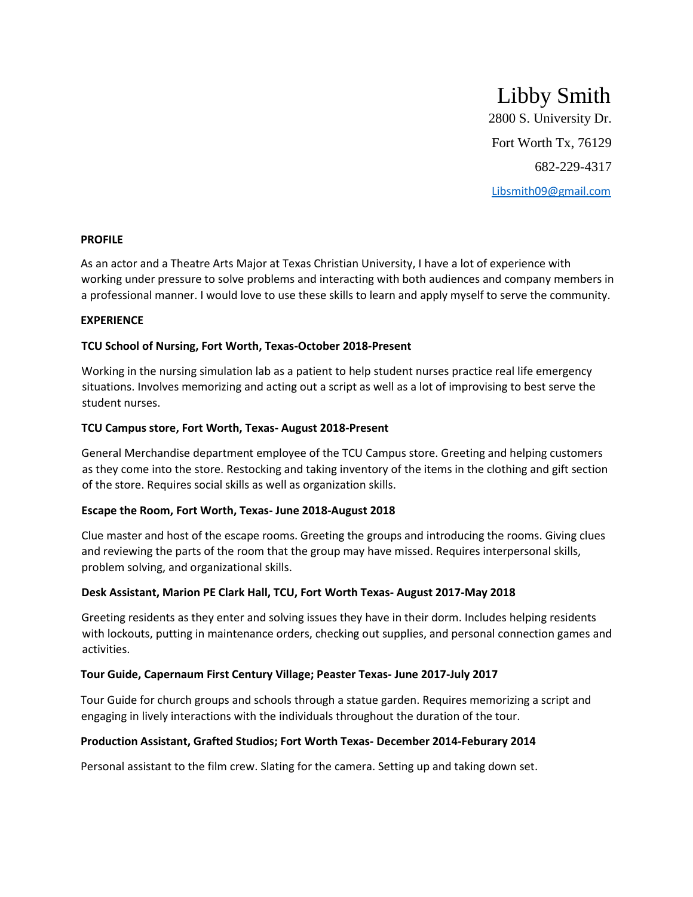# Libby Smith

2800 S. University Dr.

Fort Worth Tx, 76129

682-229-4317

[Libsmith09@gmail.com](mailto:Libsmith09@gmail.com)

**PROFILE**

As an actor and a Theatre Arts Major at Texas Christian University, I have a lot of experience with working under pressure to solve problems and interacting with both audiences and company members in a professional manner. I would love to use these skills to learn and apply myself to serve the community.

**EXPERIENCE**

**TCU School of Nursing, Fort Worth, Texas-October 2018-Present**

Working in the nursing simulation lab as a patient to help student nurses practice real life emergency situations. Involves memorizing and acting out a script as well as a lot of improvising to best serve the student nurses.

**TCU Campus store, Fort Worth, Texas- August 2018-Present**

General Merchandise department employee of the TCU Campus store. Greeting and helping customers as they come into the store. Restocking and taking inventory of the items in the clothing and gift section of the store. Requires social skills as well as organization skills.

**Escape the Room, Fort Worth, Texas- June 2018-August 2018**

Clue master and host of the escape rooms. Greeting the groups and introducing the rooms. Giving clues and reviewing the parts of the room that the group may have missed. Requires interpersonal skills, problem solving, and organizational skills.

**Desk Assistant, Marion PE Clark Hall, TCU, Fort Worth Texas- August 2017-May 2018**

Greeting residents as they enter and solving issues they have in their dorm. Includes helping residents with lockouts, putting in maintenance orders, checking out supplies, and personal connection games and activities.

**Tour Guide, Capernaum First Century Village; Peaster Texas- June 2017-July 2017**

Tour Guide for church groups and schools through a statue garden. Requires memorizing a script and engaging in lively interactions with the individuals throughout the duration of the tour.

**Production Assistant, Grafted Studios; Fort Worth Texas- December 2014-Feburary 2014**

Personal assistant to the film crew. Slating for the camera. Setting up and taking down set.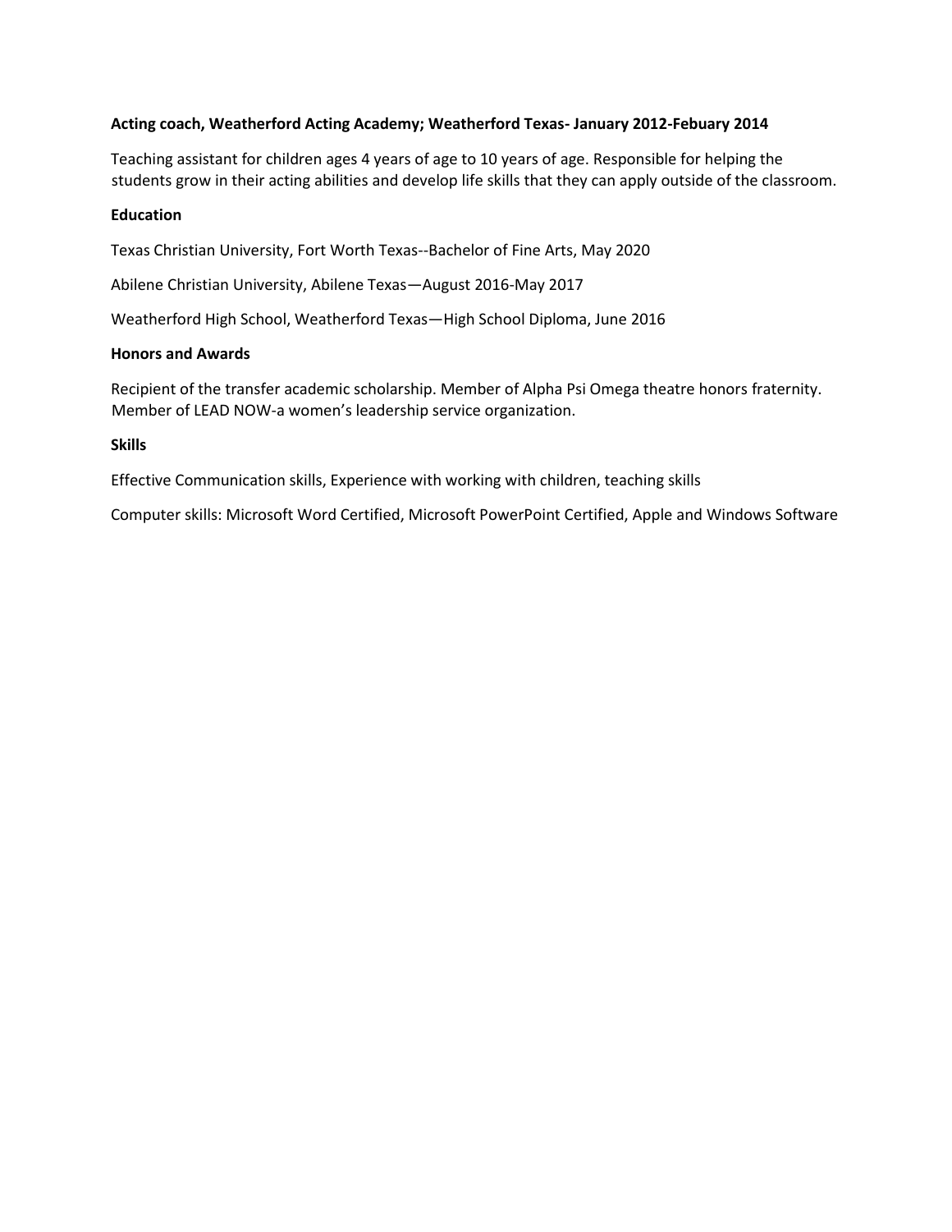**Acting coach, Weatherford Acting Academy; Weatherford Texas- January 2012-Febuary 2014**

Teaching assistant for children ages 4 years of age to 10 years of age. Responsible for helping the students grow in their acting abilities and develop life skills that they can apply outside of the classroom.

**Education**

Texas Christian University, Fort Worth Texas--Bachelor of Fine Arts, May 2020

Abilene Christian University, Abilene Texas—August 2016-May 2017

Weatherford High School, Weatherford Texas—High School Diploma, June 2016

**Honors and Awards**

Recipient of the transfer academic scholarship. Member of Alpha Psi Omega theatre honors fraternity. Member of LEAD NOW-a women's leadership service organization.

**Skills**

Effective Communication skills, Experience with working with children, teaching skills

Computer skills: Microsoft Word Certified, Microsoft PowerPoint Certified, Apple and Windows Software